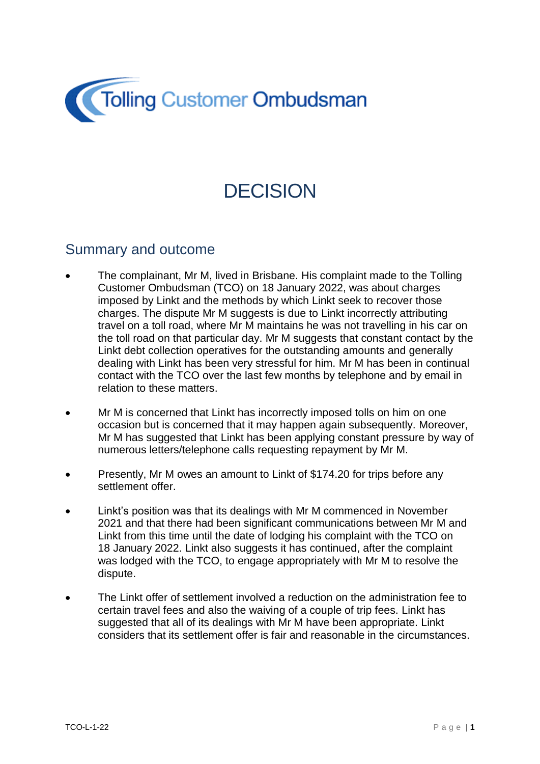Tolling Customer Ombudsman

# DECISION

## Summary and outcome

- The complainant, Mr M, lived in Brisbane. His complaint made to the Tolling Customer Ombudsman (TCO) on 18 January 2022, was about charges imposed by Linkt and the methods by which Linkt seek to recover those charges. The dispute Mr M suggests is due to Linkt incorrectly attributing travel on a toll road, where Mr M maintains he was not travelling in his car on the toll road on that particular day. Mr M suggests that constant contact by the Linkt debt collection operatives for the outstanding amounts and generally dealing with Linkt has been very stressful for him. Mr M has been in continual contact with the TCO over the last few months by telephone and by email in relation to these matters.
- Mr M is concerned that Linkt has incorrectly imposed tolls on him on one occasion but is concerned that it may happen again subsequently. Moreover, Mr M has suggested that Linkt has been applying constant pressure by way of numerous letters/telephone calls requesting repayment by Mr M.
- Presently, Mr M owes an amount to Linkt of $174.20 for trips before any settlement offer.
- Linkt's position was that its dealings with Mr M commenced in November 2021 and that there had been significant communications between Mr M and Linkt from this time until the date of lodging his complaint with the TCO on 18 January 2022. Linkt also suggests it has continued, after the complaint was lodged with the TCO, to engage appropriately with Mr M to resolve the dispute.
- The Linkt offer of settlement involved a reduction on the administration fee to certain travel fees and also the waiving of a couple of trip fees. Linkt has suggested that all of its dealings with Mr M have been appropriate. Linkt considers that its settlement offer is fair and reasonable in the circumstances.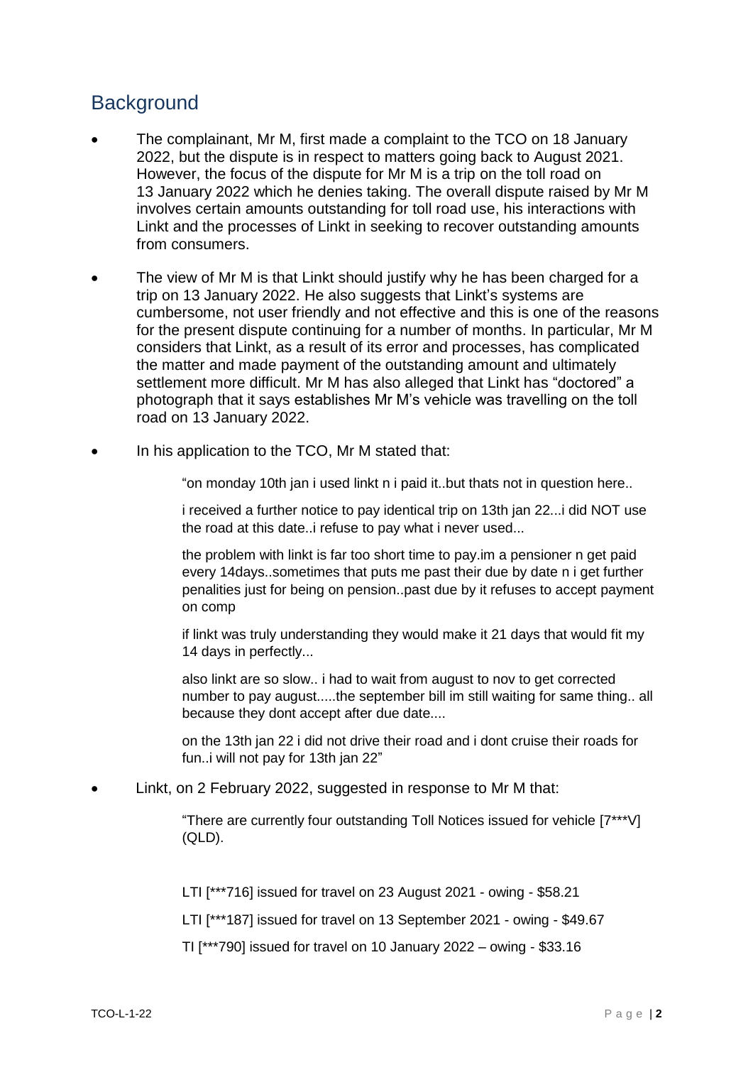## Background

- The complainant, Mr M, first made a complaint to the TCO on 18 January 2022, but the dispute is in respect to matters going back to August 2021. However, the focus of the dispute for Mr M is a trip on the toll road on 13 January 2022 which he denies taking. The overall dispute raised by Mr M involves certain amounts outstanding for toll road use, his interactions with Linkt and the processes of Linkt in seeking to recover outstanding amounts from consumers.
- The view of Mr M is that Linkt should justify why he has been charged for a trip on 13 January 2022. He also suggests that Linkt's systems are cumbersome, not user friendly and not effective and this is one of the reasons for the present dispute continuing for a number of months. In particular, Mr M considers that Linkt, as a result of its error and processes, has complicated the matter and made payment of the outstanding amount and ultimately settlement more difficult. Mr M has also alleged that Linkt has "doctored" a photograph that it says establishes Mr M's vehicle was travelling on the toll road on 13 January 2022.
- In his application to the TCO, Mr M stated that:

  > "on monday 10th jan i used linkt n i paid it..but thats not in question here..
  >
  > i received a further notice to pay identical trip on 13th jan 22...i did NOT use the road at this date..i refuse to pay what i never used...
  >
  > the problem with linkt is far too short time to pay.im a pensioner n get paid every 14days..sometimes that puts me past their due by date n i get further penalities just for being on pension..past due by it refuses to accept payment on comp
  >
  > if linkt was truly understanding they would make it 21 days that would fit my 14 days in perfectly...
  >
  > also linkt are so slow.. i had to wait from august to nov to get corrected number to pay august.....the september bill im still waiting for same thing.. all because they dont accept after due date....
  >
  > on the 13th jan 22 i did not drive their road and i dont cruise their roads for fun..i will not pay for 13th jan 22"

- Linkt, on 2 February 2022, suggested in response to Mr M that:

  > "There are currently four outstanding Toll Notices issued for vehicle [7***V] (QLD).
  >
  > LTI [***716] issued for travel on 23 August 2021 - owing - $58.21
  >
  > LTI [***187] issued for travel on 13 September 2021 - owing - $49.67
  >
  > TI [***790] issued for travel on 10 January 2022 – owing - $33.16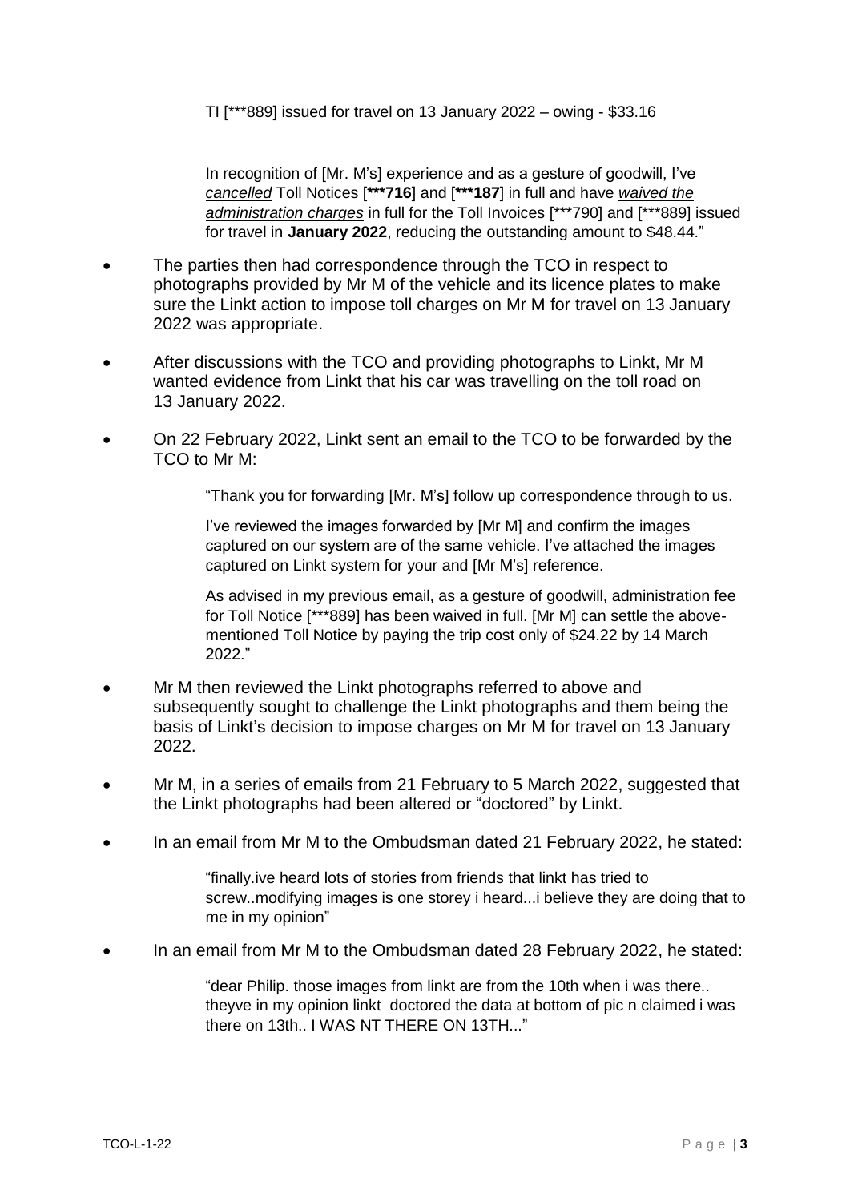TI [***889] issued for travel on 13 January 2022 – owing - $33.16

> In recognition of [Mr. M's] experience and as a gesture of goodwill, I've *cancelled* Toll Notices [**\*\*\*716**] and [**\*\*\*187**] in full and have *waived the administration charges* in full for the Toll Invoices [***790] and [***889] issued for travel in **January 2022**, reducing the outstanding amount to $48.44."

- The parties then had correspondence through the TCO in respect to photographs provided by Mr M of the vehicle and its licence plates to make sure the Linkt action to impose toll charges on Mr M for travel on 13 January 2022 was appropriate.
- After discussions with the TCO and providing photographs to Linkt, Mr M wanted evidence from Linkt that his car was travelling on the toll road on 13 January 2022.
- On 22 February 2022, Linkt sent an email to the TCO to be forwarded by the TCO to Mr M:

> "Thank you for forwarding [Mr. M's] follow up correspondence through to us.
>
> I've reviewed the images forwarded by [Mr M] and confirm the images captured on our system are of the same vehicle. I've attached the images captured on Linkt system for your and [Mr M's] reference.
>
> As advised in my previous email, as a gesture of goodwill, administration fee for Toll Notice [***889] has been waived in full. [Mr M] can settle the above-mentioned Toll Notice by paying the trip cost only of $24.22 by 14 March 2022."

- Mr M then reviewed the Linkt photographs referred to above and subsequently sought to challenge the Linkt photographs and them being the basis of Linkt's decision to impose charges on Mr M for travel on 13 January 2022.
- Mr M, in a series of emails from 21 February to 5 March 2022, suggested that the Linkt photographs had been altered or "doctored" by Linkt.
- In an email from Mr M to the Ombudsman dated 21 February 2022, he stated:

> "finally.ive heard lots of stories from friends that linkt has tried to screw..modifying images is one storey i heard...i believe they are doing that to me in my opinion"

- In an email from Mr M to the Ombudsman dated 28 February 2022, he stated:

> "dear Philip. those images from linkt are from the 10th when i was there.. theyve in my opinion linkt doctored the data at bottom of pic n claimed i was there on 13th.. I WAS NT THERE ON 13TH..."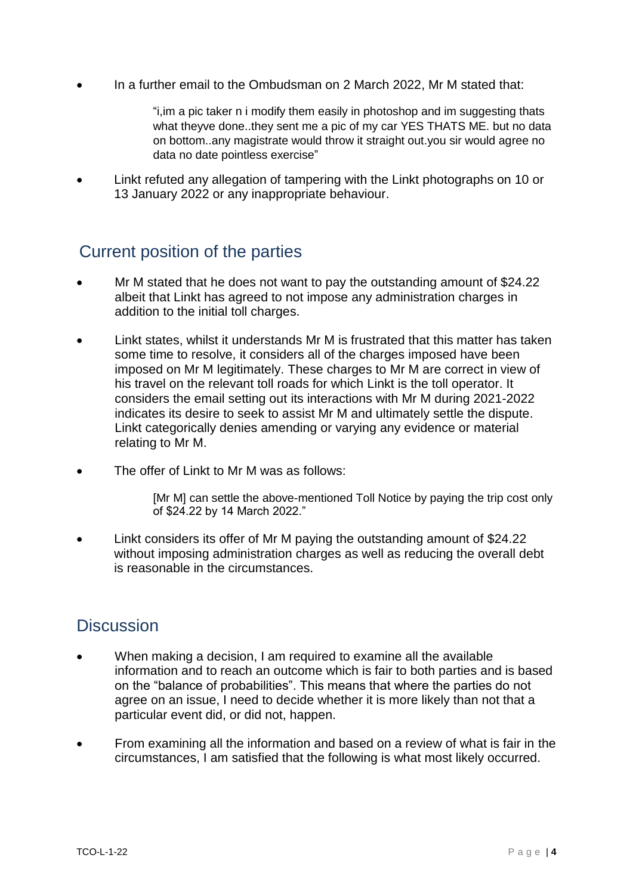- In a further email to the Ombudsman on 2 March 2022, Mr M stated that:

  > "i,im a pic taker n i modify them easily in photoshop and im suggesting thats what theyve done..they sent me a pic of my car YES THATS ME. but no data on bottom..any magistrate would throw it straight out.you sir would agree no data no date pointless exercise"

- Linkt refuted any allegation of tampering with the Linkt photographs on 10 or 13 January 2022 or any inappropriate behaviour.

## Current position of the parties

- Mr M stated that he does not want to pay the outstanding amount of $24.22 albeit that Linkt has agreed to not impose any administration charges in addition to the initial toll charges.

- Linkt states, whilst it understands Mr M is frustrated that this matter has taken some time to resolve, it considers all of the charges imposed have been imposed on Mr M legitimately. These charges to Mr M are correct in view of his travel on the relevant toll roads for which Linkt is the toll operator. It considers the email setting out its interactions with Mr M during 2021-2022 indicates its desire to seek to assist Mr M and ultimately settle the dispute. Linkt categorically denies amending or varying any evidence or material relating to Mr M.

- The offer of Linkt to Mr M was as follows:

  > [Mr M] can settle the above-mentioned Toll Notice by paying the trip cost only of $24.22 by 14 March 2022."

- Linkt considers its offer of Mr M paying the outstanding amount of $24.22 without imposing administration charges as well as reducing the overall debt is reasonable in the circumstances.

## Discussion

- When making a decision, I am required to examine all the available information and to reach an outcome which is fair to both parties and is based on the "balance of probabilities". This means that where the parties do not agree on an issue, I need to decide whether it is more likely than not that a particular event did, or did not, happen.

- From examining all the information and based on a review of what is fair in the circumstances, I am satisfied that the following is what most likely occurred.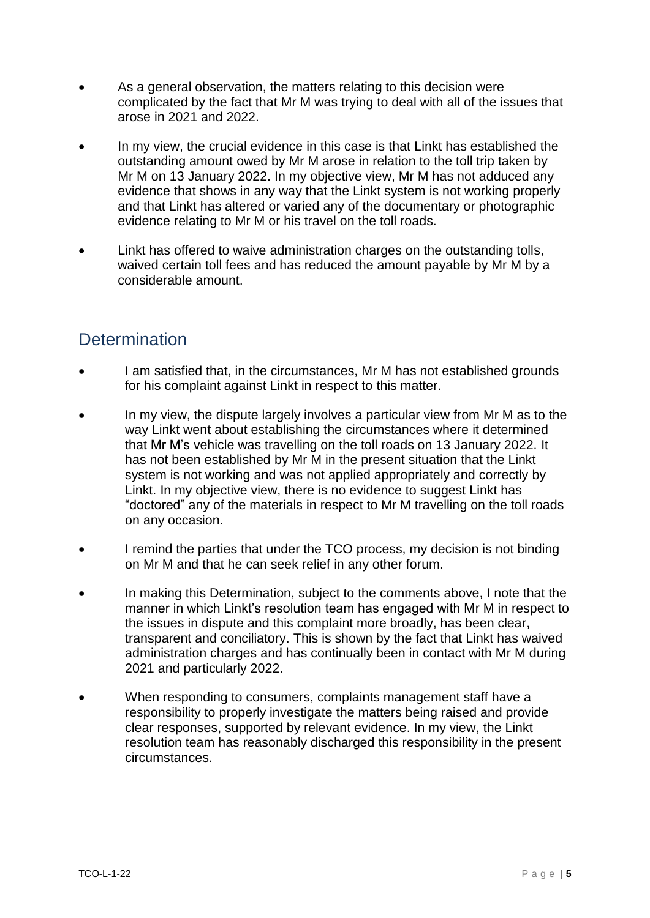- As a general observation, the matters relating to this decision were complicated by the fact that Mr M was trying to deal with all of the issues that arose in 2021 and 2022.
- In my view, the crucial evidence in this case is that Linkt has established the outstanding amount owed by Mr M arose in relation to the toll trip taken by Mr M on 13 January 2022. In my objective view, Mr M has not adduced any evidence that shows in any way that the Linkt system is not working properly and that Linkt has altered or varied any of the documentary or photographic evidence relating to Mr M or his travel on the toll roads.
- Linkt has offered to waive administration charges on the outstanding tolls, waived certain toll fees and has reduced the amount payable by Mr M by a considerable amount.

## Determination

- I am satisfied that, in the circumstances, Mr M has not established grounds for his complaint against Linkt in respect to this matter.
- In my view, the dispute largely involves a particular view from Mr M as to the way Linkt went about establishing the circumstances where it determined that Mr M's vehicle was travelling on the toll roads on 13 January 2022. It has not been established by Mr M in the present situation that the Linkt system is not working and was not applied appropriately and correctly by Linkt. In my objective view, there is no evidence to suggest Linkt has "doctored" any of the materials in respect to Mr M travelling on the toll roads on any occasion.
- I remind the parties that under the TCO process, my decision is not binding on Mr M and that he can seek relief in any other forum.
- In making this Determination, subject to the comments above, I note that the manner in which Linkt's resolution team has engaged with Mr M in respect to the issues in dispute and this complaint more broadly, has been clear, transparent and conciliatory. This is shown by the fact that Linkt has waived administration charges and has continually been in contact with Mr M during 2021 and particularly 2022.
- When responding to consumers, complaints management staff have a responsibility to properly investigate the matters being raised and provide clear responses, supported by relevant evidence. In my view, the Linkt resolution team has reasonably discharged this responsibility in the present circumstances.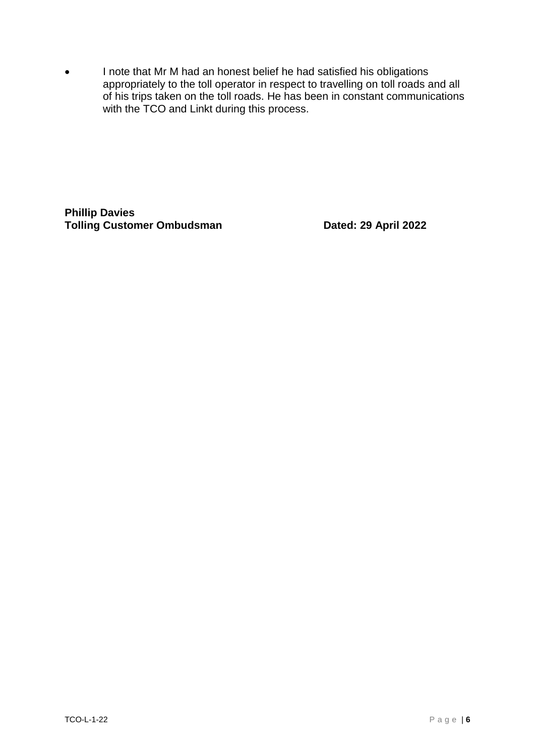- I note that Mr M had an honest belief he had satisfied his obligations appropriately to the toll operator in respect to travelling on toll roads and all of his trips taken on the toll roads. He has been in constant communications with the TCO and Linkt during this process.

**Phillip Davies**
**Tolling Customer Ombudsman** **Dated: 29 April 2022**